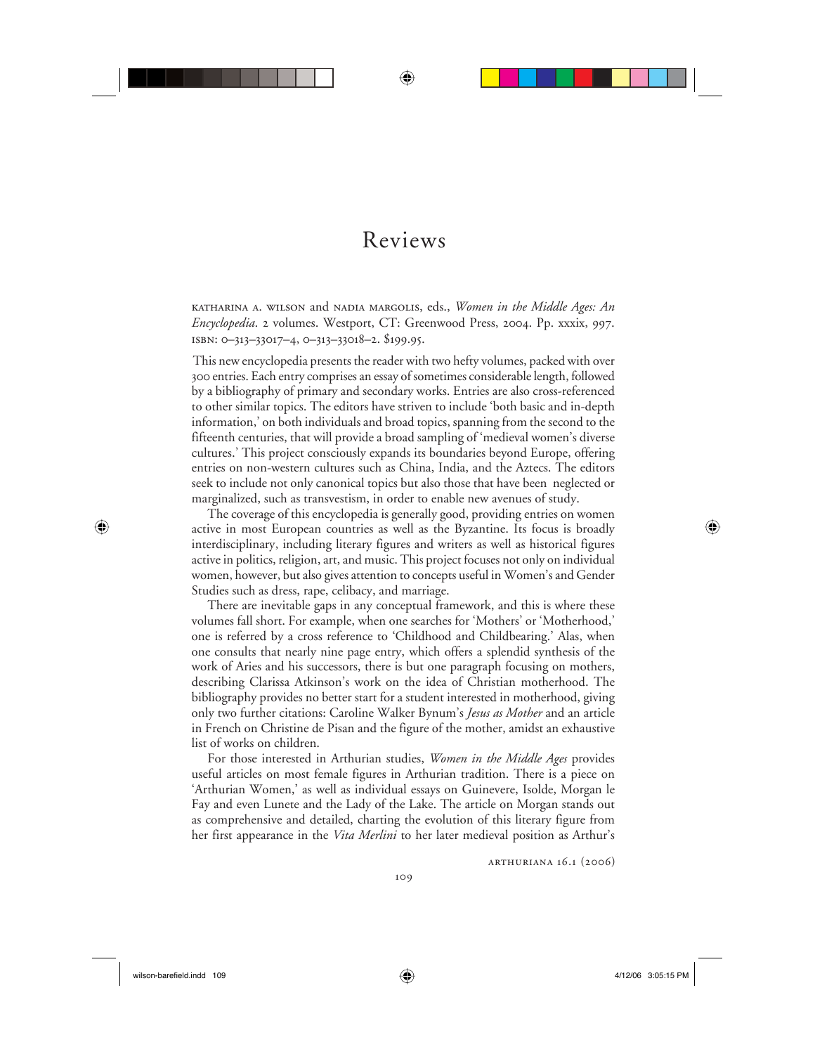# Reviews

KATHARINA A. WILSON and NADIA MARGOLIS, eds., *Women in the Middle Ages: An Encyclopedia*. 2 volumes. Westport, CT: Greenwood Press, 2004. Pp. xxxix, 997. ISBN: 0–313–33017–4, 0–313–33018–2. $199.95.

This new encyclopedia presents the reader with two hefty volumes, packed with over 300 entries. Each entry comprises an essay of sometimes considerable length, followed by a bibliography of primary and secondary works. Entries are also cross-referenced to other similar topics. The editors have striven to include 'both basic and in-depth information,' on both individuals and broad topics, spanning from the second to the fifteenth centuries, that will provide a broad sampling of 'medieval women's diverse cultures.' This project consciously expands its boundaries beyond Europe, offering entries on non-western cultures such as China, India, and the Aztecs. The editors seek to include not only canonical topics but also those that have been neglected or marginalized, such as transvestism, in order to enable new avenues of study.

The coverage of this encyclopedia is generally good, providing entries on women active in most European countries as well as the Byzantine. Its focus is broadly interdisciplinary, including literary figures and writers as well as historical figures active in politics, religion, art, and music. This project focuses not only on individual women, however, but also gives attention to concepts useful in Women's and Gender Studies such as dress, rape, celibacy, and marriage.

There are inevitable gaps in any conceptual framework, and this is where these volumes fall short. For example, when one searches for 'Mothers' or 'Motherhood,' one is referred by a cross reference to 'Childhood and Childbearing.' Alas, when one consults that nearly nine page entry, which offers a splendid synthesis of the work of Aries and his successors, there is but one paragraph focusing on mothers, describing Clarissa Atkinson's work on the idea of Christian motherhood. The bibliography provides no better start for a student interested in motherhood, giving only two further citations: Caroline Walker Bynum's *Jesus as Mother* and an article in French on Christine de Pisan and the figure of the mother, amidst an exhaustive list of works on children.

For those interested in Arthurian studies, *Women in the Middle Ages* provides useful articles on most female figures in Arthurian tradition. There is a piece on 'Arthurian Women,' as well as individual essays on Guinevere, Isolde, Morgan le Fay and even Lunete and the Lady of the Lake. The article on Morgan stands out as comprehensive and detailed, charting the evolution of this literary figure from her first appearance in the *Vita Merlini* to her later medieval position as Arthur's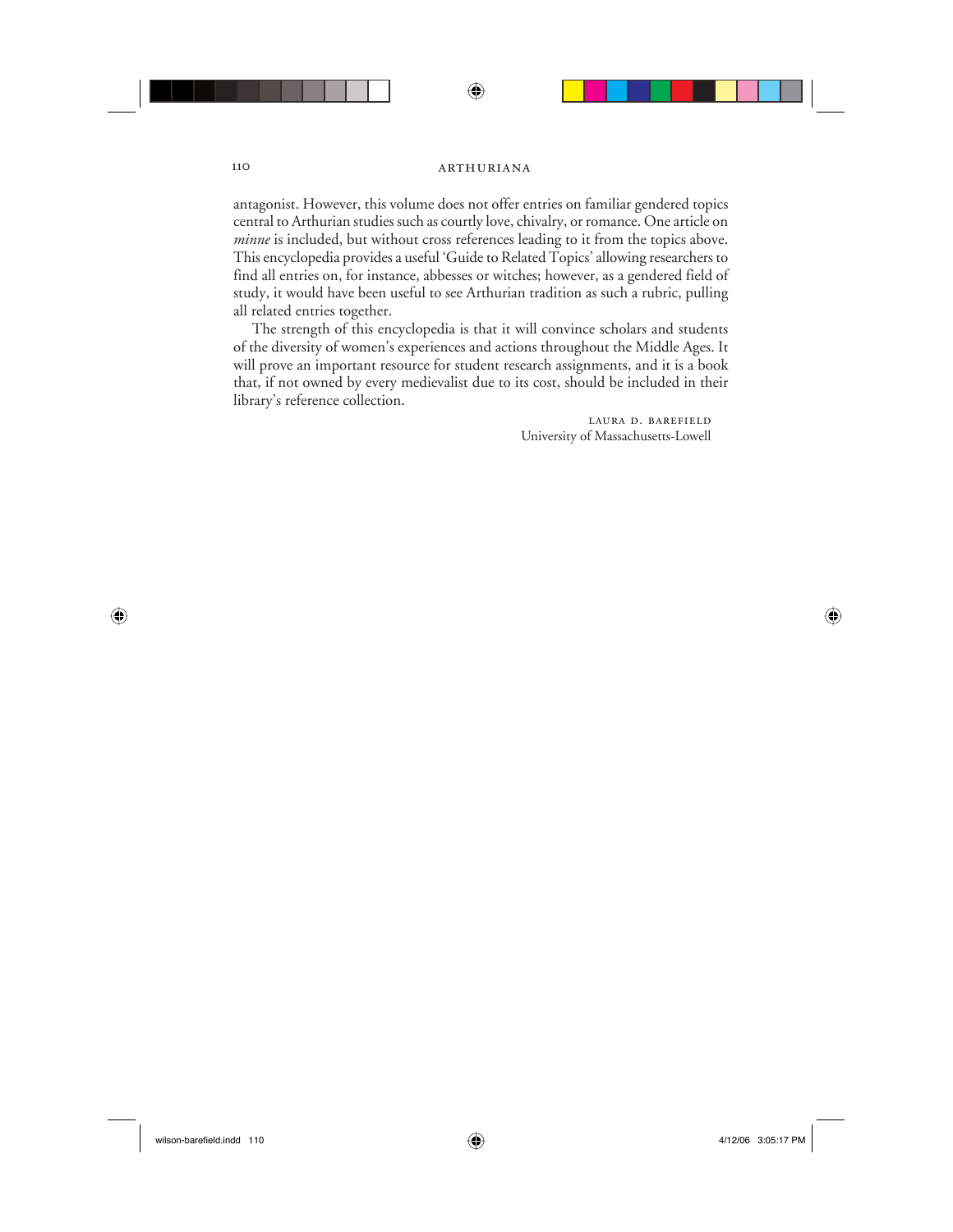antagonist. However, this volume does not offer entries on familiar gendered topics central to Arthurian studies such as courtly love, chivalry, or romance. One article on *minne* is included, but without cross references leading to it from the topics above. This encyclopedia provides a useful 'Guide to Related Topics' allowing researchers to find all entries on, for instance, abbesses or witches; however, as a gendered field of study, it would have been useful to see Arthurian tradition as such a rubric, pulling all related entries together.

The strength of this encyclopedia is that it will convince scholars and students of the diversity of women's experiences and actions throughout the Middle Ages. It will prove an important resource for student research assignments, and it is a book that, if not owned by every medievalist due to its cost, should be included in their library's reference collection.

LAURA D. BAREFIELD  
University of Massachusetts-Lowell